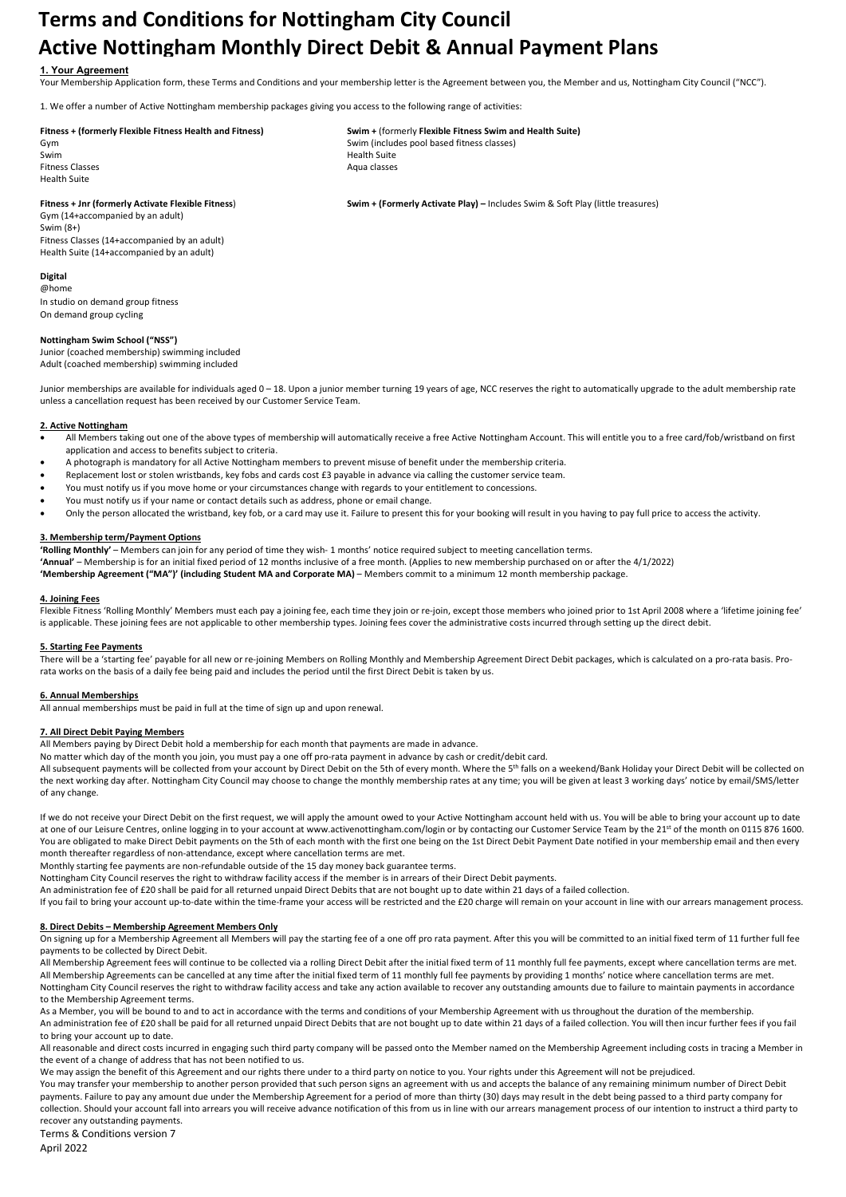# Terms and Conditions for Nottingham City Council
# Active Nottingham Monthly Direct Debit & Annual Payment Plans

## 1. Your Agreement

Your Membership Application form, these Terms and Conditions and your membership letter is the Agreement between you, the Member and us, Nottingham City Council ("NCC").

1. We offer a number of Active Nottingham membership packages giving you access to the following range of activities:

**Fitness + (formerly Flexible Fitness Health and Fitness)**
Gym
Swim
Fitness Classes
Health Suite

**Swim +** (formerly **Flexible Fitness Swim and Health Suite)**
Swim (includes pool based fitness classes)
Health Suite
Aqua classes

**Fitness + Jnr (formerly Activate Flexible Fitness)**
Gym (14+accompanied by an adult)
Swim (8+)
Fitness Classes (14+accompanied by an adult)
Health Suite (14+accompanied by an adult)

**Swim + (Formerly Activate Play) –** Includes Swim & Soft Play (little treasures)

**Digital**
@home
In studio on demand group fitness
On demand group cycling

**Nottingham Swim School ("NSS")**
Junior (coached membership) swimming included
Adult (coached membership) swimming included

Junior memberships are available for individuals aged 0 – 18. Upon a junior member turning 19 years of age, NCC reserves the right to automatically upgrade to the adult membership rate unless a cancellation request has been received by our Customer Service Team.

## 2. Active Nottingham

- All Members taking out one of the above types of membership will automatically receive a free Active Nottingham Account. This will entitle you to a free card/fob/wristband on first application and access to benefits subject to criteria.
- A photograph is mandatory for all Active Nottingham members to prevent misuse of benefit under the membership criteria.
- Replacement lost or stolen wristbands, key fobs and cards cost £3 payable in advance via calling the customer service team.
- You must notify us if you move home or your circumstances change with regards to your entitlement to concessions.
- You must notify us if your name or contact details such as address, phone or email change.
- Only the person allocated the wristband, key fob, or a card may use it. Failure to present this for your booking will result in you having to pay full price to access the activity.

## 3. Membership term/Payment Options

**'Rolling Monthly'** – Members can join for any period of time they wish- 1 months' notice required subject to meeting cancellation terms.
**'Annual'** – Membership is for an initial fixed period of 12 months inclusive of a free month. (Applies to new membership purchased on or after the 4/1/2022)
**'Membership Agreement ("MA")' (including Student MA and Corporate MA)** – Members commit to a minimum 12 month membership package.

## 4. Joining Fees

Flexible Fitness 'Rolling Monthly' Members must each pay a joining fee, each time they join or re-join, except those members who joined prior to 1st April 2008 where a 'lifetime joining fee' is applicable. These joining fees are not applicable to other membership types. Joining fees cover the administrative costs incurred through setting up the direct debit.

## 5. Starting Fee Payments

There will be a 'starting fee' payable for all new or re-joining Members on Rolling Monthly and Membership Agreement Direct Debit packages, which is calculated on a pro-rata basis. Pro-rata works on the basis of a daily fee being paid and includes the period until the first Direct Debit is taken by us.

## 6. Annual Memberships

All annual memberships must be paid in full at the time of sign up and upon renewal.

## 7. All Direct Debit Paying Members

All Members paying by Direct Debit hold a membership for each month that payments are made in advance.
No matter which day of the month you join, you must pay a one off pro-rata payment in advance by cash or credit/debit card.
All subsequent payments will be collected from your account by Direct Debit on the 5th of every month. Where the 5th falls on a weekend/Bank Holiday your Direct Debit will be collected on the next working day after. Nottingham City Council may choose to change the monthly membership rates at any time; you will be given at least 3 working days' notice by email/SMS/letter of any change.

If we do not receive your Direct Debit on the first request, we will apply the amount owed to your Active Nottingham account held with us. You will be able to bring your account up to date at one of our Leisure Centres, online logging in to your account at www.activenottingham.com/login or by contacting our Customer Service Team by the 21st of the month on 0115 876 1600. You are obligated to make Direct Debit payments on the 5th of each month with the first one being on the 1st Direct Debit Payment Date notified in your membership email and then every month thereafter regardless of non-attendance, except where cancellation terms are met.
Monthly starting fee payments are non-refundable outside of the 15 day money back guarantee terms.
Nottingham City Council reserves the right to withdraw facility access if the member is in arrears of their Direct Debit payments.
An administration fee of £20 shall be paid for all returned unpaid Direct Debits that are not bought up to date within 21 days of a failed collection.
If you fail to bring your account up-to-date within the time-frame your access will be restricted and the £20 charge will remain on your account in line with our arrears management process.

## 8. Direct Debits – Membership Agreement Members Only

On signing up for a Membership Agreement all Members will pay the starting fee of a one off pro rata payment. After this you will be committed to an initial fixed term of 11 further full fee payments to be collected by Direct Debit.
All Membership Agreement fees will continue to be collected via a rolling Direct Debit after the initial fixed term of 11 monthly full fee payments, except where cancellation terms are met.
All Membership Agreements can be cancelled at any time after the initial fixed term of 11 monthly full fee payments by providing 1 months' notice where cancellation terms are met.
Nottingham City Council reserves the right to withdraw facility access and take any action available to recover any outstanding amounts due to failure to maintain payments in accordance to the Membership Agreement terms.
As a Member, you will be bound to and to act in accordance with the terms and conditions of your Membership Agreement with us throughout the duration of the membership.
An administration fee of £20 shall be paid for all returned unpaid Direct Debits that are not bought up to date within 21 days of a failed collection. You will then incur further fees if you fail to bring your account up to date.
All reasonable and direct costs incurred in engaging such third party company will be passed onto the Member named on the Membership Agreement including costs in tracing a Member in the event of a change of address that has not been notified to us.
We may assign the benefit of this Agreement and our rights there under to a third party on notice to you. Your rights under this Agreement will not be prejudiced.
You may transfer your membership to another person provided that such person signs an agreement with us and accepts the balance of any remaining minimum number of Direct Debit payments. Failure to pay any amount due under the Membership Agreement for a period of more than thirty (30) days may result in the debt being passed to a third party company for collection. Should your account fall into arrears you will receive advance notification of this from us in line with our arrears management process of our intention to instruct a third party to recover any outstanding payments.

Terms & Conditions version 7
April 2022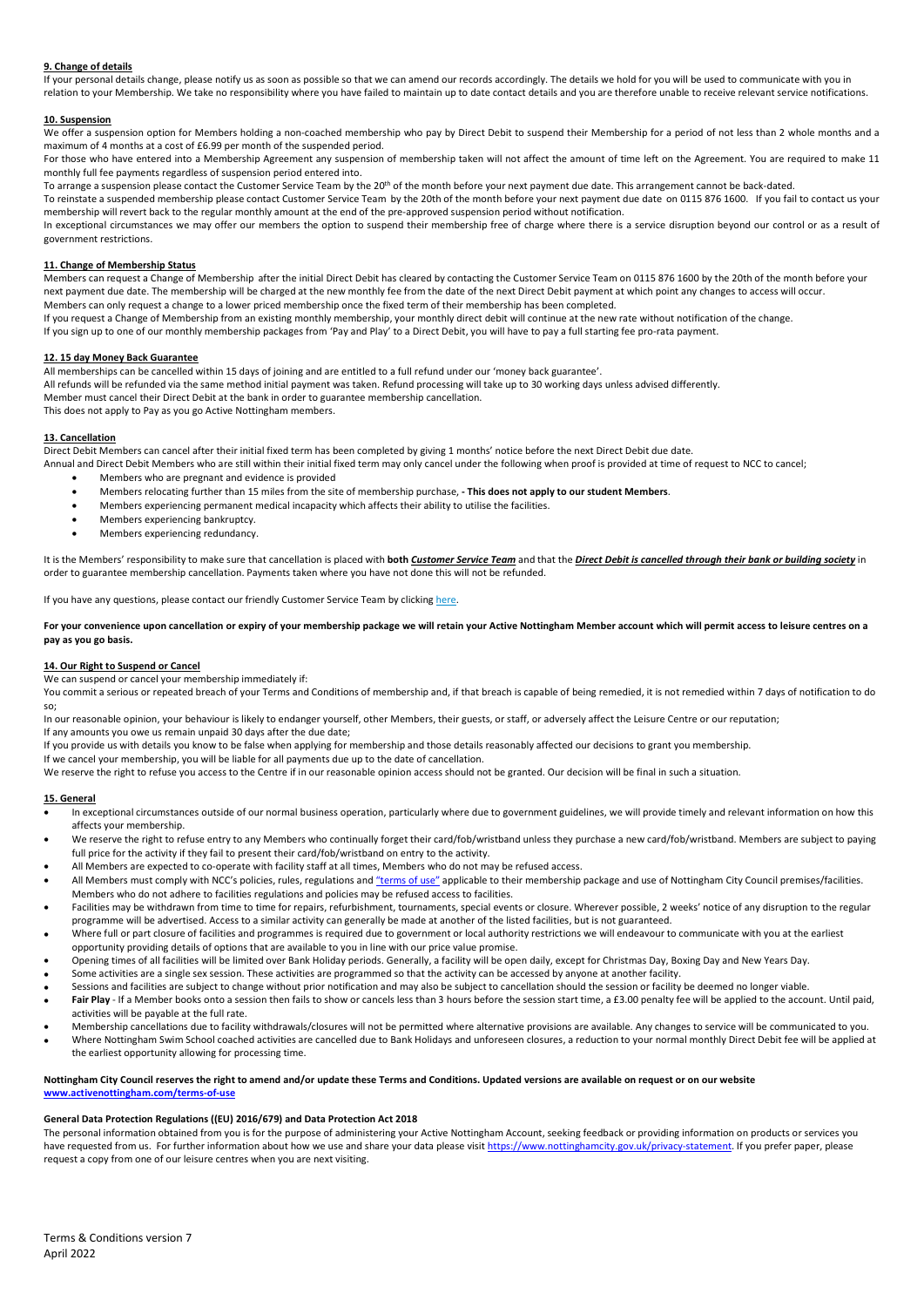**9. Change of details**

If your personal details change, please notify us as soon as possible so that we can amend our records accordingly. The details we hold for you will be used to communicate with you in relation to your Membership. We take no responsibility where you have failed to maintain up to date contact details and you are therefore unable to receive relevant service notifications.

**10. Suspension**

We offer a suspension option for Members holding a non-coached membership who pay by Direct Debit to suspend their Membership for a period of not less than 2 whole months and a maximum of 4 months at a cost of £6.99 per month of the suspended period.

For those who have entered into a Membership Agreement any suspension of membership taken will not affect the amount of time left on the Agreement. You are required to make 11 monthly full fee payments regardless of suspension period entered into.

To arrange a suspension please contact the Customer Service Team by the 20th of the month before your next payment due date. This arrangement cannot be back-dated.

To reinstate a suspended membership please contact Customer Service Team by the 20th of the month before your next payment due date on 0115 876 1600. If you fail to contact us your membership will revert back to the regular monthly amount at the end of the pre-approved suspension period without notification.

In exceptional circumstances we may offer our members the option to suspend their membership free of charge where there is a service disruption beyond our control or as a result of government restrictions.

**11. Change of Membership Status**

Members can request a Change of Membership after the initial Direct Debit has cleared by contacting the Customer Service Team on 0115 876 1600 by the 20th of the month before your next payment due date. The membership will be charged at the new monthly fee from the date of the next Direct Debit payment at which point any changes to access will occur.

Members can only request a change to a lower priced membership once the fixed term of their membership has been completed.

If you request a Change of Membership from an existing monthly membership, your monthly direct debit will continue at the new rate without notification of the change.

If you sign up to one of our monthly membership packages from 'Pay and Play' to a Direct Debit, you will have to pay a full starting fee pro-rata payment.

**12. 15 day Money Back Guarantee**

All memberships can be cancelled within 15 days of joining and are entitled to a full refund under our 'money back guarantee'.

All refunds will be refunded via the same method initial payment was taken. Refund processing will take up to 30 working days unless advised differently.

Member must cancel their Direct Debit at the bank in order to guarantee membership cancellation.

This does not apply to Pay as you go Active Nottingham members.

**13. Cancellation**

Direct Debit Members can cancel after their initial fixed term has been completed by giving 1 months' notice before the next Direct Debit due date.

Annual and Direct Debit Members who are still within their initial fixed term may only cancel under the following when proof is provided at time of request to NCC to cancel;

- Members who are pregnant and evidence is provided
- Members relocating further than 15 miles from the site of membership purchase, **- This does not apply to our student Members**.
- Members experiencing permanent medical incapacity which affects their ability to utilise the facilities.
- Members experiencing bankruptcy.
- Members experiencing redundancy.

It is the Members' responsibility to make sure that cancellation is placed with **both** ***Customer Service Team*** and that the ***Direct Debit is cancelled through their bank or building society*** in order to guarantee membership cancellation. Payments taken where you have not done this will not be refunded.

If you have any questions, please contact our friendly Customer Service Team by clicking here.

**For your convenience upon cancellation or expiry of your membership package we will retain your Active Nottingham Member account which will permit access to leisure centres on a pay as you go basis.**

**14. Our Right to Suspend or Cancel**

We can suspend or cancel your membership immediately if:

You commit a serious or repeated breach of your Terms and Conditions of membership and, if that breach is capable of being remedied, it is not remedied within 7 days of notification to do so;

In our reasonable opinion, your behaviour is likely to endanger yourself, other Members, their guests, or staff, or adversely affect the Leisure Centre or our reputation;

If any amounts you owe us remain unpaid 30 days after the due date;

If you provide us with details you know to be false when applying for membership and those details reasonably affected our decisions to grant you membership.

If we cancel your membership, you will be liable for all payments due up to the date of cancellation.

We reserve the right to refuse you access to the Centre if in our reasonable opinion access should not be granted. Our decision will be final in such a situation.

**15. General**

- In exceptional circumstances outside of our normal business operation, particularly where due to government guidelines, we will provide timely and relevant information on how this affects your membership.
- We reserve the right to refuse entry to any Members who continually forget their card/fob/wristband unless they purchase a new card/fob/wristband. Members are subject to paying full price for the activity if they fail to present their card/fob/wristband on entry to the activity.
- All Members are expected to co-operate with facility staff at all times, Members who do not may be refused access.
- All Members must comply with NCC's policies, rules, regulations and "terms of use" applicable to their membership package and use of Nottingham City Council premises/facilities. Members who do not adhere to facilities regulations and policies may be refused access to facilities.
- Facilities may be withdrawn from time to time for repairs, refurbishment, tournaments, special events or closure. Wherever possible, 2 weeks' notice of any disruption to the regular programme will be advertised. Access to a similar activity can generally be made at another of the listed facilities, but is not guaranteed.
- Where full or part closure of facilities and programmes is required due to government or local authority restrictions we will endeavour to communicate with you at the earliest opportunity providing details of options that are available to you in line with our price value promise.
- Opening times of all facilities will be limited over Bank Holiday periods. Generally, a facility will be open daily, except for Christmas Day, Boxing Day and New Years Day.
- Some activities are a single sex session. These activities are programmed so that the activity can be accessed by anyone at another facility.
- Sessions and facilities are subject to change without prior notification and may also be subject to cancellation should the session or facility be deemed no longer viable.
- **Fair Play** - If a Member books onto a session then fails to show or cancels less than 3 hours before the session start time, a £3.00 penalty fee will be applied to the account. Until paid, activities will be payable at the full rate.
- Membership cancellations due to facility withdrawals/closures will not be permitted where alternative provisions are available. Any changes to service will be communicated to you.
- Where Nottingham Swim School coached activities are cancelled due to Bank Holidays and unforeseen closures, a reduction to your normal monthly Direct Debit fee will be applied at the earliest opportunity allowing for processing time.

**Nottingham City Council reserves the right to amend and/or update these Terms and Conditions. Updated versions are available on request or on our website www.activenottingham.com/terms-of-use**

**General Data Protection Regulations ((EU) 2016/679) and Data Protection Act 2018**

The personal information obtained from you is for the purpose of administering your Active Nottingham Account, seeking feedback or providing information on products or services you have requested from us. For further information about how we use and share your data please visit https://www.nottinghamcity.gov.uk/privacy-statement. If you prefer paper, please request a copy from one of our leisure centres when you are next visiting.

Terms & Conditions version 7
April 2022